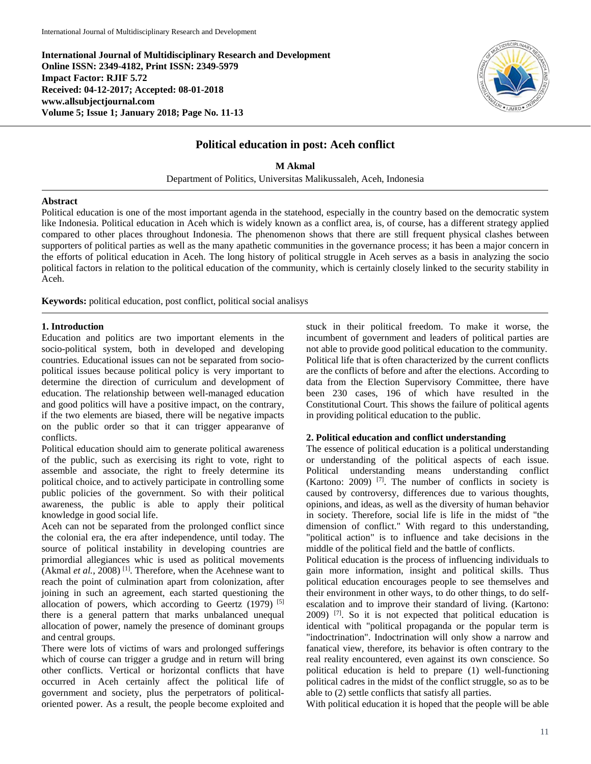**International Journal of Multidisciplinary Research and Development**
**Online ISSN: 2349-4182, Print ISSN: 2349-5979**
**Impact Factor: RJIF 5.72**
**Received: 04-12-2017; Accepted: 08-01-2018**
**www.allsubjectjournal.com**
**Volume 5; Issue 1; January 2018; Page No. 11-13**

# Political education in post: Aceh conflict

**M Akmal**

Department of Politics, Universitas Malikussaleh, Aceh, Indonesia

**Abstract**

Political education is one of the most important agenda in the statehood, especially in the country based on the democratic system like Indonesia. Political education in Aceh which is widely known as a conflict area, is, of course, has a different strategy applied compared to other places throughout Indonesia. The phenomenon shows that there are still frequent physical clashes between supporters of political parties as well as the many apathetic communities in the governance process; it has been a major concern in the efforts of political education in Aceh. The long history of political struggle in Aceh serves as a basis in analyzing the socio political factors in relation to the political education of the community, which is certainly closely linked to the security stability in Aceh.

**Keywords:** political education, post conflict, political social analisys

## 1. Introduction

Education and politics are two important elements in the socio-political system, both in developed and developing countries. Educational issues can not be separated from socio-political issues because political policy is very important to determine the direction of curriculum and development of education. The relationship between well-managed education and good politics will have a positive impact, on the contrary, if the two elements are biased, there will be negative impacts on the public order so that it can trigger appearanve of conflicts.

Political education should aim to generate political awareness of the public, such as exercising its right to vote, right to assemble and associate, the right to freely determine its political choice, and to actively participate in controlling some public policies of the government. So with their political awareness, the public is able to apply their political knowledge in good social life.

Aceh can not be separated from the prolonged conflict since the colonial era, the era after independence, until today. The source of political instability in developing countries are primordial allegiances whic is used as political movements (Akmal *et al.*, 2008) [1]. Therefore, when the Acehnese want to reach the point of culmination apart from colonization, after joining in such an agreement, each started questioning the allocation of powers, which according to Geertz (1979) [5] there is a general pattern that marks unbalanced unequal allocation of power, namely the presence of dominant groups and central groups.

There were lots of victims of wars and prolonged sufferings which of course can trigger a grudge and in return will bring other conflicts. Vertical or horizontal conflicts that have occurred in Aceh certainly affect the political life of government and society, plus the perpetrators of political-oriented power. As a result, the people become exploited and stuck in their political freedom. To make it worse, the incumbent of government and leaders of political parties are not able to provide good political education to the community. Political life that is often characterized by the current conflicts are the conflicts of before and after the elections. According to data from the Election Supervisory Committee, there have been 230 cases, 196 of which have resulted in the Constitutional Court. This shows the failure of political agents in providing political education to the public.

## 2. Political education and conflict understanding

The essence of political education is a political understanding or understanding of the political aspects of each issue. Political understanding means understanding conflict (Kartono: 2009) [7]. The number of conflicts in society is caused by controversy, differences due to various thoughts, opinions, and ideas, as well as the diversity of human behavior in society. Therefore, social life is life in the midst of "the dimension of conflict." With regard to this understanding, "political action" is to influence and take decisions in the middle of the political field and the battle of conflicts.

Political education is the process of influencing individuals to gain more information, insight and political skills. Thus political education encourages people to see themselves and their environment in other ways, to do other things, to do self-escalation and to improve their standard of living. (Kartono: 2009) [7]. So it is not expected that political education is identical with "political propaganda or the popular term is "indoctrination". Indoctrination will only show a narrow and fanatical view, therefore, its behavior is often contrary to the real reality encountered, even against its own conscience. So political education is held to prepare (1) well-functioning political cadres in the midst of the conflict struggle, so as to be able to (2) settle conflicts that satisfy all parties.

With political education it is hoped that the people will be able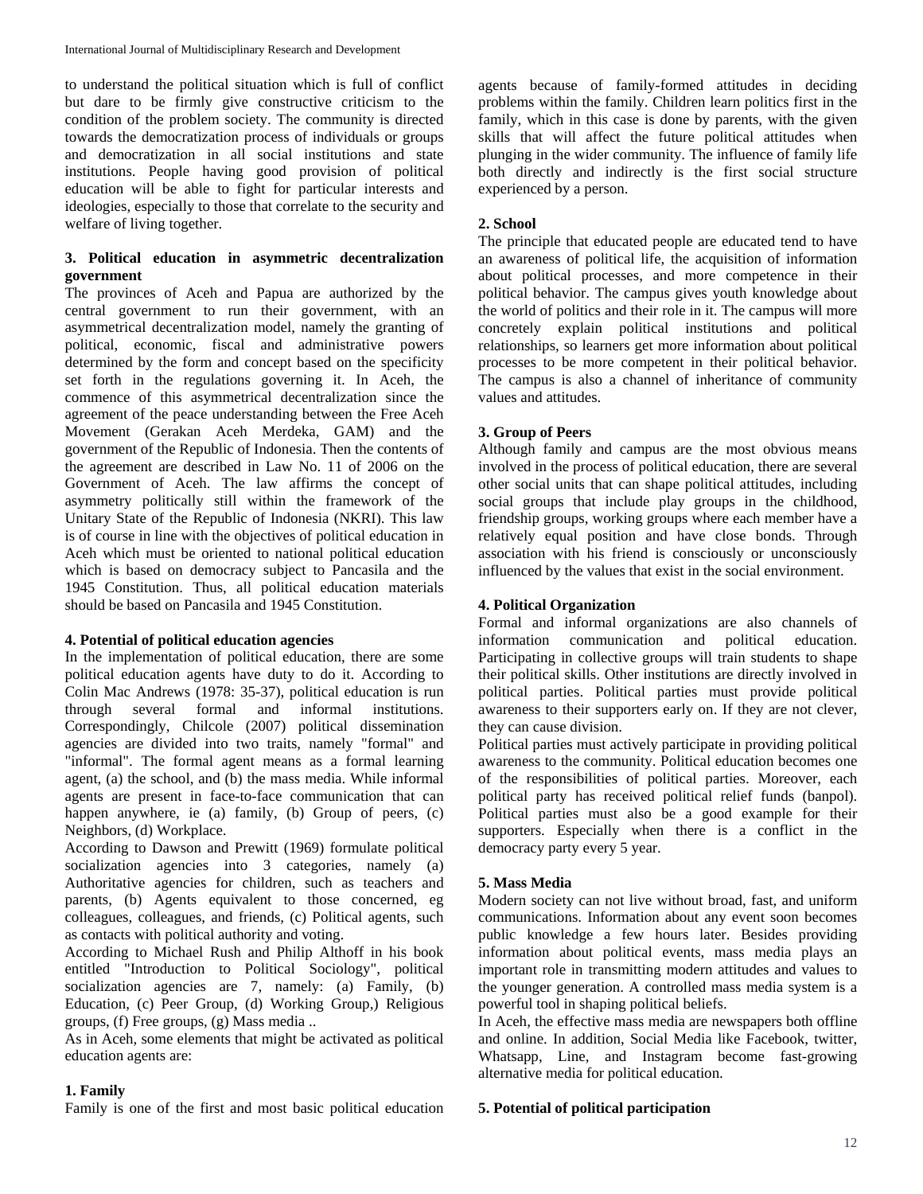to understand the political situation which is full of conflict but dare to be firmly give constructive criticism to the condition of the problem society. The community is directed towards the democratization process of individuals or groups and democratization in all social institutions and state institutions. People having good provision of political education will be able to fight for particular interests and ideologies, especially to those that correlate to the security and welfare of living together.

### 3. Political education in asymmetric decentralization government

The provinces of Aceh and Papua are authorized by the central government to run their government, with an asymmetrical decentralization model, namely the granting of political, economic, fiscal and administrative powers determined by the form and concept based on the specificity set forth in the regulations governing it. In Aceh, the commence of this asymmetrical decentralization since the agreement of the peace understanding between the Free Aceh Movement (Gerakan Aceh Merdeka, GAM) and the government of the Republic of Indonesia. Then the contents of the agreement are described in Law No. 11 of 2006 on the Government of Aceh. The law affirms the concept of asymmetry politically still within the framework of the Unitary State of the Republic of Indonesia (NKRI). This law is of course in line with the objectives of political education in Aceh which must be oriented to national political education which is based on democracy subject to Pancasila and the 1945 Constitution. Thus, all political education materials should be based on Pancasila and 1945 Constitution.

### 4. Potential of political education agencies

In the implementation of political education, there are some political education agents have duty to do it. According to Colin Mac Andrews (1978: 35-37), political education is run through several formal and informal institutions. Correspondingly, Chilcole (2007) political dissemination agencies are divided into two traits, namely "formal" and "informal". The formal agent means as a formal learning agent, (a) the school, and (b) the mass media. While informal agents are present in face-to-face communication that can happen anywhere, ie (a) family, (b) Group of peers, (c) Neighbors, (d) Workplace.

According to Dawson and Prewitt (1969) formulate political socialization agencies into 3 categories, namely (a) Authoritative agencies for children, such as teachers and parents, (b) Agents equivalent to those concerned, eg colleagues, colleagues, and friends, (c) Political agents, such as contacts with political authority and voting.

According to Michael Rush and Philip Althoff in his book entitled "Introduction to Political Sociology", political socialization agencies are 7, namely: (a) Family, (b) Education, (c) Peer Group, (d) Working Group,) Religious groups, (f) Free groups, (g) Mass media ..

As in Aceh, some elements that might be activated as political education agents are:

**1. Family**

Family is one of the first and most basic political education agents because of family-formed attitudes in deciding problems within the family. Children learn politics first in the family, which in this case is done by parents, with the given skills that will affect the future political attitudes when plunging in the wider community. The influence of family life both directly and indirectly is the first social structure experienced by a person.

**2. School**

The principle that educated people are educated tend to have an awareness of political life, the acquisition of information about political processes, and more competence in their political behavior. The campus gives youth knowledge about the world of politics and their role in it. The campus will more concretely explain political institutions and political relationships, so learners get more information about political processes to be more competent in their political behavior. The campus is also a channel of inheritance of community values and attitudes.

**3. Group of Peers**

Although family and campus are the most obvious means involved in the process of political education, there are several other social units that can shape political attitudes, including social groups that include play groups in the childhood, friendship groups, working groups where each member have a relatively equal position and have close bonds. Through association with his friend is consciously or unconsciously influenced by the values that exist in the social environment.

**4. Political Organization**

Formal and informal organizations are also channels of information communication and political education. Participating in collective groups will train students to shape their political skills. Other institutions are directly involved in political parties. Political parties must provide political awareness to their supporters early on. If they are not clever, they can cause division.

Political parties must actively participate in providing political awareness to the community. Political education becomes one of the responsibilities of political parties. Moreover, each political party has received political relief funds (banpol). Political parties must also be a good example for their supporters. Especially when there is a conflict in the democracy party every 5 year.

**5. Mass Media**

Modern society can not live without broad, fast, and uniform communications. Information about any event soon becomes public knowledge a few hours later. Besides providing information about political events, mass media plays an important role in transmitting modern attitudes and values to the younger generation. A controlled mass media system is a powerful tool in shaping political beliefs.

In Aceh, the effective mass media are newspapers both offline and online. In addition, Social Media like Facebook, twitter, Whatsapp, Line, and Instagram become fast-growing alternative media for political education.

### 5. Potential of political participation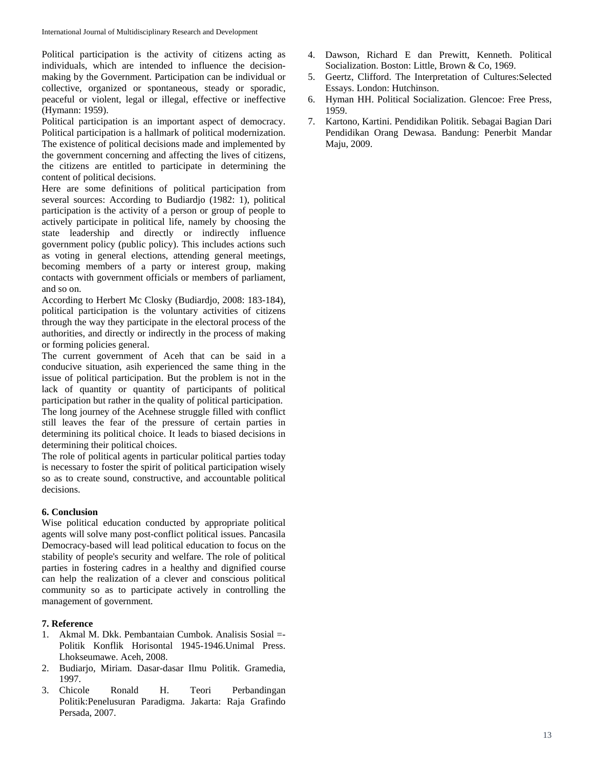Political participation is the activity of citizens acting as individuals, which are intended to influence the decision-making by the Government. Participation can be individual or collective, organized or spontaneous, steady or sporadic, peaceful or violent, legal or illegal, effective or ineffective (Hymann: 1959).

Political participation is an important aspect of democracy. Political participation is a hallmark of political modernization. The existence of political decisions made and implemented by the government concerning and affecting the lives of citizens, the citizens are entitled to participate in determining the content of political decisions.

Here are some definitions of political participation from several sources: According to Budiardjo (1982: 1), political participation is the activity of a person or group of people to actively participate in political life, namely by choosing the state leadership and directly or indirectly influence government policy (public policy). This includes actions such as voting in general elections, attending general meetings, becoming members of a party or interest group, making contacts with government officials or members of parliament, and so on.

According to Herbert Mc Closky (Budiardjo, 2008: 183-184), political participation is the voluntary activities of citizens through the way they participate in the electoral process of the authorities, and directly or indirectly in the process of making or forming policies general.

The current government of Aceh that can be said in a conducive situation, asih experienced the same thing in the issue of political participation. But the problem is not in the lack of quantity or quantity of participants of political participation but rather in the quality of political participation.

The long journey of the Acehnese struggle filled with conflict still leaves the fear of the pressure of certain parties in determining its political choice. It leads to biased decisions in determining their political choices.

The role of political agents in particular political parties today is necessary to foster the spirit of political participation wisely so as to create sound, constructive, and accountable political decisions.

## 6. Conclusion

Wise political education conducted by appropriate political agents will solve many post-conflict political issues. Pancasila Democracy-based will lead political education to focus on the stability of people's security and welfare. The role of political parties in fostering cadres in a healthy and dignified course can help the realization of a clever and conscious political community so as to participate actively in controlling the management of government.

## 7. Reference

1. Akmal M. Dkk. Pembantaian Cumbok. Analisis Sosial =-Politik Konflik Horisontal 1945-1946.Unimal Press. Lhokseumawe. Aceh, 2008.
2. Budiarjo, Miriam. Dasar-dasar Ilmu Politik. Gramedia, 1997.
3. Chicole Ronald H. Teori Perbandingan Politik:Penelusuran Paradigma. Jakarta: Raja Grafindo Persada, 2007.
4. Dawson, Richard E dan Prewitt, Kenneth. Political Socialization. Boston: Little, Brown & Co, 1969.
5. Geertz, Clifford. The Interpretation of Cultures:Selected Essays. London: Hutchinson.
6. Hyman HH. Political Socialization. Glencoe: Free Press, 1959.
7. Kartono, Kartini. Pendidikan Politik. Sebagai Bagian Dari Pendidikan Orang Dewasa. Bandung: Penerbit Mandar Maju, 2009.